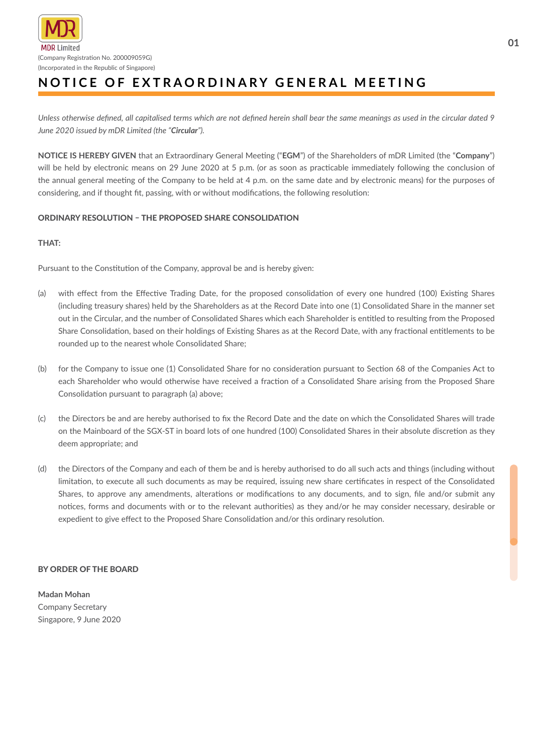MDR Limited

(Company Registration No. 200009059G)
(Incorporated in the Republic of Singapore)

# NOTICE OF EXTRAORDINARY GENERAL MEETING

*Unless otherwise defined, all capitalised terms which are not defined herein shall bear the same meanings as used in the circular dated 9 June 2020 issued by mDR Limited (the "**Circular**").*

**NOTICE IS HEREBY GIVEN** that an Extraordinary General Meeting ("**EGM**") of the Shareholders of mDR Limited (the "**Company**") will be held by electronic means on 29 June 2020 at 5 p.m. (or as soon as practicable immediately following the conclusion of the annual general meeting of the Company to be held at 4 p.m. on the same date and by electronic means) for the purposes of considering, and if thought fit, passing, with or without modifications, the following resolution:

**ORDINARY RESOLUTION – THE PROPOSED SHARE CONSOLIDATION**

**THAT:**

Pursuant to the Constitution of the Company, approval be and is hereby given:

(a) with effect from the Effective Trading Date, for the proposed consolidation of every one hundred (100) Existing Shares (including treasury shares) held by the Shareholders as at the Record Date into one (1) Consolidated Share in the manner set out in the Circular, and the number of Consolidated Shares which each Shareholder is entitled to resulting from the Proposed Share Consolidation, based on their holdings of Existing Shares as at the Record Date, with any fractional entitlements to be rounded up to the nearest whole Consolidated Share;

(b) for the Company to issue one (1) Consolidated Share for no consideration pursuant to Section 68 of the Companies Act to each Shareholder who would otherwise have received a fraction of a Consolidated Share arising from the Proposed Share Consolidation pursuant to paragraph (a) above;

(c) the Directors be and are hereby authorised to fix the Record Date and the date on which the Consolidated Shares will trade on the Mainboard of the SGX-ST in board lots of one hundred (100) Consolidated Shares in their absolute discretion as they deem appropriate; and

(d) the Directors of the Company and each of them be and is hereby authorised to do all such acts and things (including without limitation, to execute all such documents as may be required, issuing new share certificates in respect of the Consolidated Shares, to approve any amendments, alterations or modifications to any documents, and to sign, file and/or submit any notices, forms and documents with or to the relevant authorities) as they and/or he may consider necessary, desirable or expedient to give effect to the Proposed Share Consolidation and/or this ordinary resolution.

**BY ORDER OF THE BOARD**

**Madan Mohan**
Company Secretary
Singapore, 9 June 2020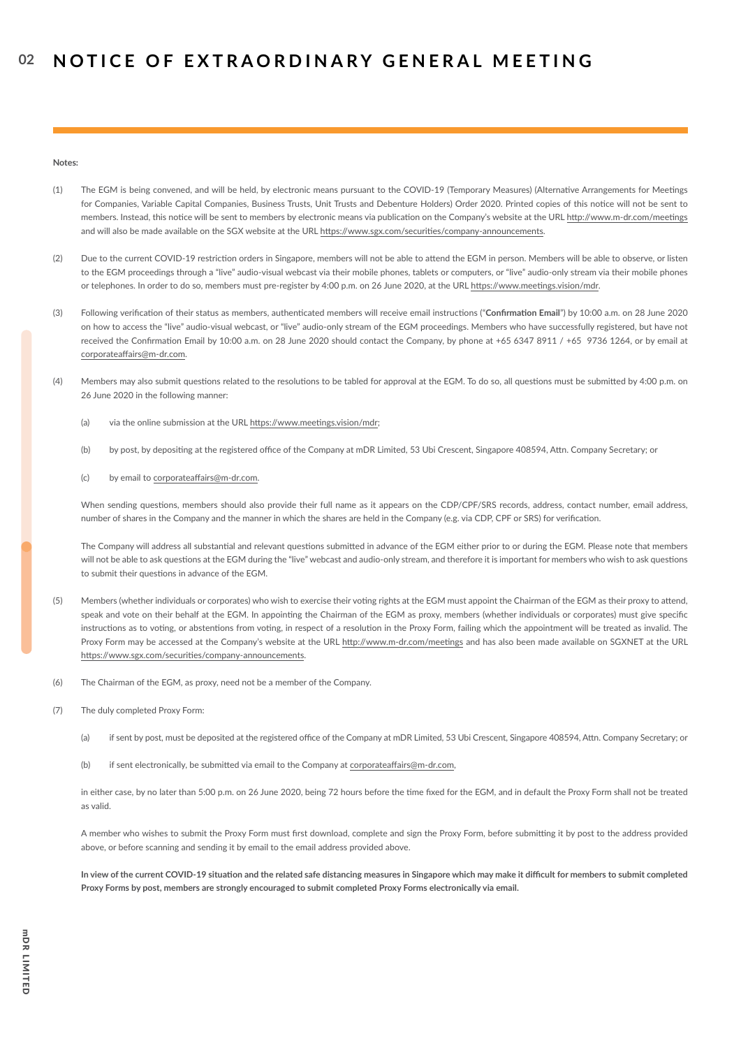# NOTICE OF EXTRAORDINARY GENERAL MEETING

**Notes:**

(1) The EGM is being convened, and will be held, by electronic means pursuant to the COVID-19 (Temporary Measures) (Alternative Arrangements for Meetings for Companies, Variable Capital Companies, Business Trusts, Unit Trusts and Debenture Holders) Order 2020. Printed copies of this notice will not be sent to members. Instead, this notice will be sent to members by electronic means via publication on the Company's website at the URL http://www.m-dr.com/meetings and will also be made available on the SGX website at the URL https://www.sgx.com/securities/company-announcements.

(2) Due to the current COVID-19 restriction orders in Singapore, members will not be able to attend the EGM in person. Members will be able to observe, or listen to the EGM proceedings through a "live" audio-visual webcast via their mobile phones, tablets or computers, or "live" audio-only stream via their mobile phones or telephones. In order to do so, members must pre-register by 4:00 p.m. on 26 June 2020, at the URL https://www.meetings.vision/mdr.

(3) Following verification of their status as members, authenticated members will receive email instructions ("**Confirmation Email**") by 10:00 a.m. on 28 June 2020 on how to access the "live" audio-visual webcast, or "live" audio-only stream of the EGM proceedings. Members who have successfully registered, but have not received the Confirmation Email by 10:00 a.m. on 28 June 2020 should contact the Company, by phone at +65 6347 8911 / +65 9736 1264, or by email at corporateaffairs@m-dr.com.

(4) Members may also submit questions related to the resolutions to be tabled for approval at the EGM. To do so, all questions must be submitted by 4:00 p.m. on 26 June 2020 in the following manner:

   (a) via the online submission at the URL https://www.meetings.vision/mdr;

   (b) by post, by depositing at the registered office of the Company at mDR Limited, 53 Ubi Crescent, Singapore 408594, Attn. Company Secretary; or

   (c) by email to corporateaffairs@m-dr.com.

   When sending questions, members should also provide their full name as it appears on the CDP/CPF/SRS records, address, contact number, email address, number of shares in the Company and the manner in which the shares are held in the Company (e.g. via CDP, CPF or SRS) for verification.

   The Company will address all substantial and relevant questions submitted in advance of the EGM either prior to or during the EGM. Please note that members will not be able to ask questions at the EGM during the "live" webcast and audio-only stream, and therefore it is important for members who wish to ask questions to submit their questions in advance of the EGM.

(5) Members (whether individuals or corporates) who wish to exercise their voting rights at the EGM must appoint the Chairman of the EGM as their proxy to attend, speak and vote on their behalf at the EGM. In appointing the Chairman of the EGM as proxy, members (whether individuals or corporates) must give specific instructions as to voting, or abstentions from voting, in respect of a resolution in the Proxy Form, failing which the appointment will be treated as invalid. The Proxy Form may be accessed at the Company's website at the URL http://www.m-dr.com/meetings and has also been made available on SGXNET at the URL https://www.sgx.com/securities/company-announcements.

(6) The Chairman of the EGM, as proxy, need not be a member of the Company.

(7) The duly completed Proxy Form:

   (a) if sent by post, must be deposited at the registered office of the Company at mDR Limited, 53 Ubi Crescent, Singapore 408594, Attn. Company Secretary; or

   (b) if sent electronically, be submitted via email to the Company at corporateaffairs@m-dr.com,

   in either case, by no later than 5:00 p.m. on 26 June 2020, being 72 hours before the time fixed for the EGM, and in default the Proxy Form shall not be treated as valid.

   A member who wishes to submit the Proxy Form must first download, complete and sign the Proxy Form, before submitting it by post to the address provided above, or before scanning and sending it by email to the email address provided above.

   **In view of the current COVID-19 situation and the related safe distancing measures in Singapore which may make it difficult for members to submit completed Proxy Forms by post, members are strongly encouraged to submit completed Proxy Forms electronically via email.**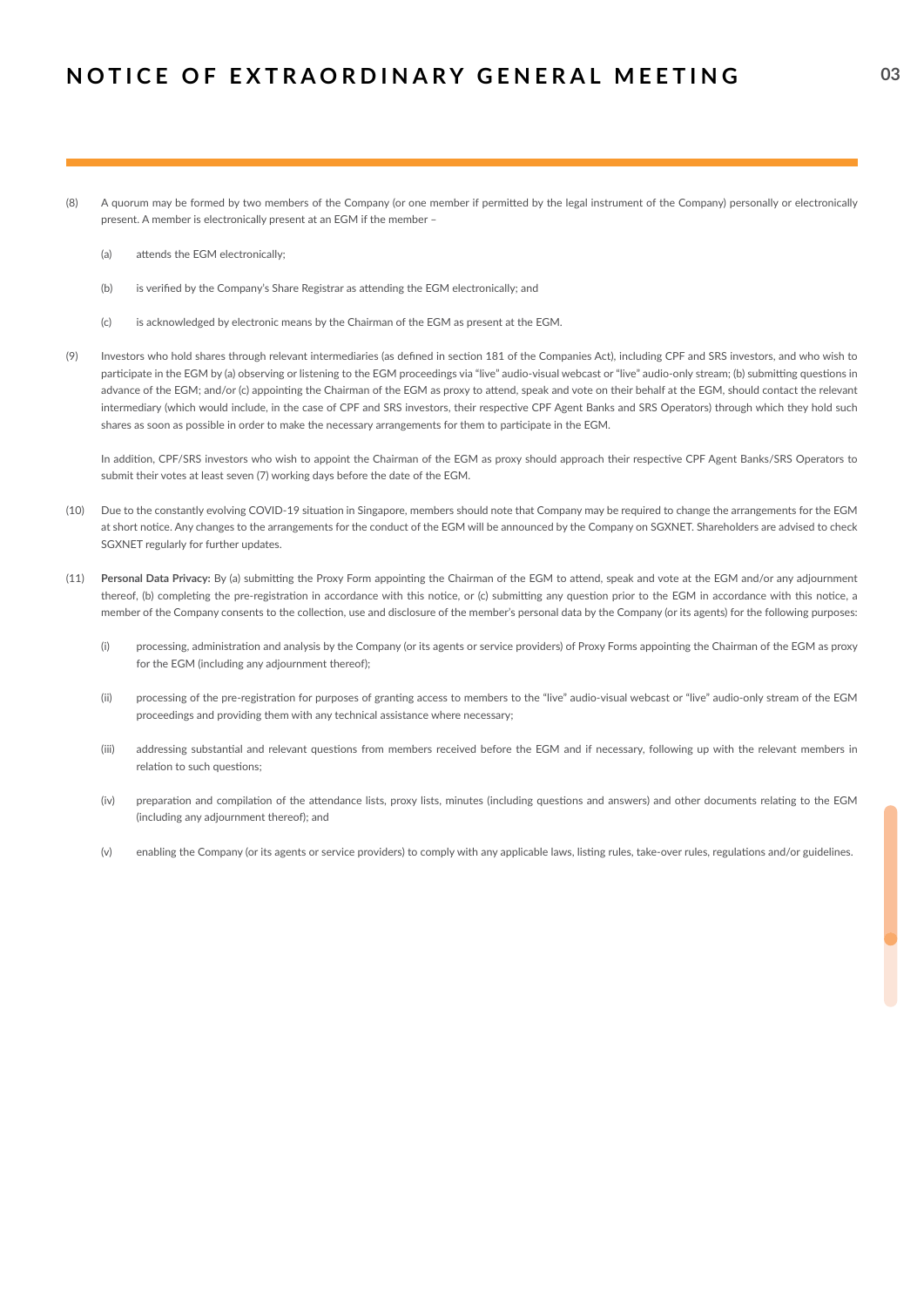# NOTICE OF EXTRAORDINARY GENERAL MEETING

(8) A quorum may be formed by two members of the Company (or one member if permitted by the legal instrument of the Company) personally or electronically present. A member is electronically present at an EGM if the member –

(a) attends the EGM electronically;

(b) is verified by the Company's Share Registrar as attending the EGM electronically; and

(c) is acknowledged by electronic means by the Chairman of the EGM as present at the EGM.

(9) Investors who hold shares through relevant intermediaries (as defined in section 181 of the Companies Act), including CPF and SRS investors, and who wish to participate in the EGM by (a) observing or listening to the EGM proceedings via "live" audio-visual webcast or "live" audio-only stream; (b) submitting questions in advance of the EGM; and/or (c) appointing the Chairman of the EGM as proxy to attend, speak and vote on their behalf at the EGM, should contact the relevant intermediary (which would include, in the case of CPF and SRS investors, their respective CPF Agent Banks and SRS Operators) through which they hold such shares as soon as possible in order to make the necessary arrangements for them to participate in the EGM.

In addition, CPF/SRS investors who wish to appoint the Chairman of the EGM as proxy should approach their respective CPF Agent Banks/SRS Operators to submit their votes at least seven (7) working days before the date of the EGM.

(10) Due to the constantly evolving COVID-19 situation in Singapore, members should note that Company may be required to change the arrangements for the EGM at short notice. Any changes to the arrangements for the conduct of the EGM will be announced by the Company on SGXNET. Shareholders are advised to check SGXNET regularly for further updates.

(11) **Personal Data Privacy:** By (a) submitting the Proxy Form appointing the Chairman of the EGM to attend, speak and vote at the EGM and/or any adjournment thereof, (b) completing the pre-registration in accordance with this notice, or (c) submitting any question prior to the EGM in accordance with this notice, a member of the Company consents to the collection, use and disclosure of the member's personal data by the Company (or its agents) for the following purposes:

(i) processing, administration and analysis by the Company (or its agents or service providers) of Proxy Forms appointing the Chairman of the EGM as proxy for the EGM (including any adjournment thereof);

(ii) processing of the pre-registration for purposes of granting access to members to the "live" audio-visual webcast or "live" audio-only stream of the EGM proceedings and providing them with any technical assistance where necessary;

(iii) addressing substantial and relevant questions from members received before the EGM and if necessary, following up with the relevant members in relation to such questions;

(iv) preparation and compilation of the attendance lists, proxy lists, minutes (including questions and answers) and other documents relating to the EGM (including any adjournment thereof); and

(v) enabling the Company (or its agents or service providers) to comply with any applicable laws, listing rules, take-over rules, regulations and/or guidelines.